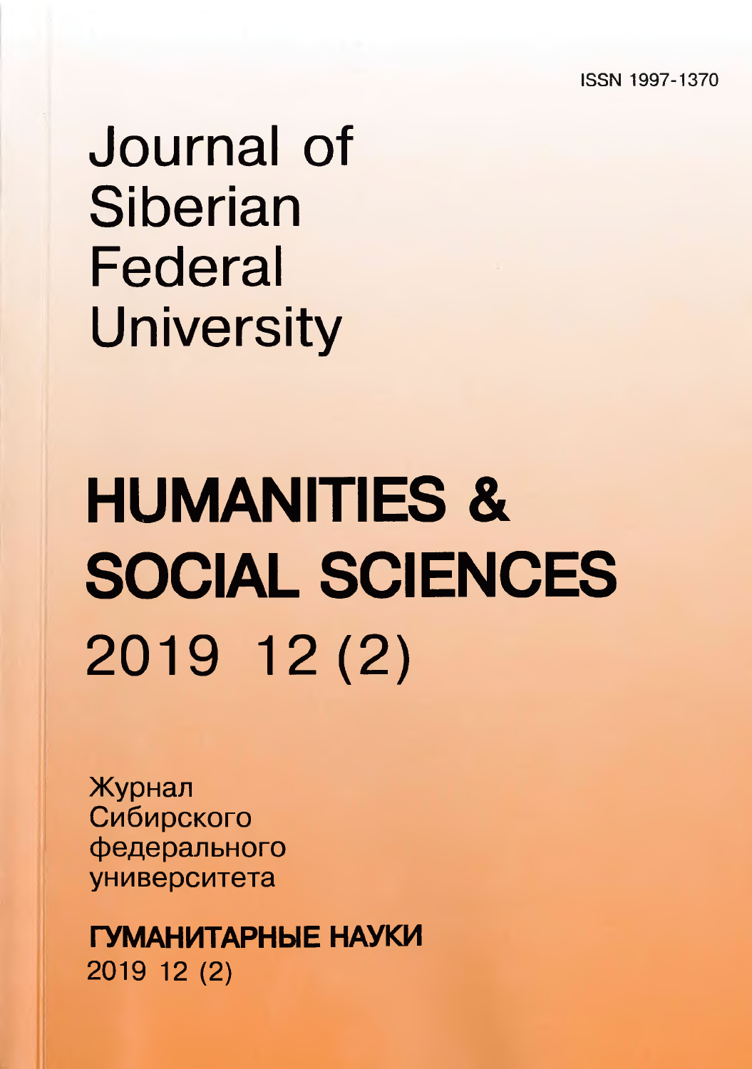ISSN 1997-1370

# Journal of Siberian Federal University

# HUMANITIES & SOCIAL SCIENCES

2019 12 (2)

Журнал Сибирского федерального университета

**ГУМАНИТАРНЫЕ НАУКИ**

2019 12 (2)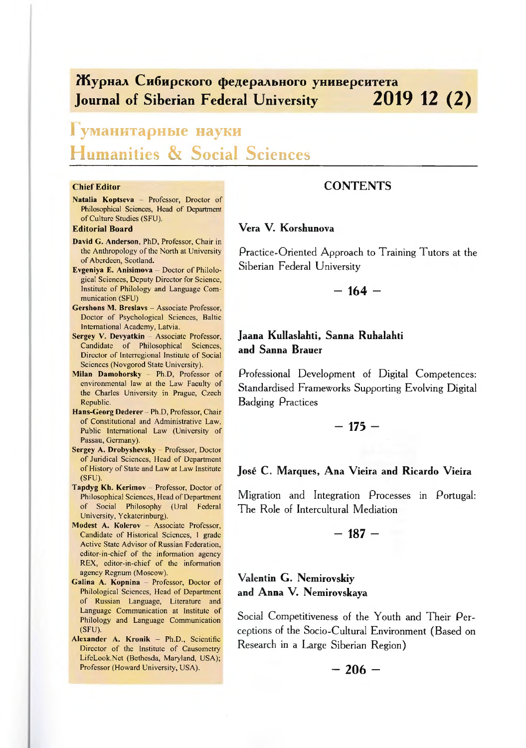# Журнал Сибирского федерального университета
# Journal of Siberian Federal University 2019 12 (2)

## Гуманитарные науки
## Humanities & Social Sciences

**Chief Editor**

**Natalia Koptseva** – Professor, Droctor of Philosophical Sciences, Head of Department of Culture Studies (SFU).

**Editorial Board**

**David G. Anderson**, PhD, Professor, Chair in the Anthropology of the North at University of Aberdeen, Scotland.

**Evgeniya E. Anisimova** – Doctor of Philological Sciences, Deputy Director for Science, Institute of Philology and Language Communication (SFU)

**Gershons M. Breslavs** – Associate Professor, Doctor of Psychological Sciences, Baltic International Academy, Latvia.

**Sergey V. Devyatkin** – Associate Professor, Candidate of Philosophical Sciences, Director of Interregional Institute of Social Sciences (Novgorod State University).

**Milan Damohorsky** – Ph.D, Professor of environmental law at the Law Faculty of the Charles University in Prague, Czech Republic.

**Hans-Georg Dederer** – Ph.D, Professor, Chair of Constitutional and Administrative Law, Public International Law (University of Passau, Germany).

**Sergey A. Drobyshevsky** – Professor, Doctor of Juridical Sciences, Head of Department of History of State and Law at Law Institute (SFU).

**Tapdyg Kh. Kerimov** – Professor, Doctor of Philosophical Sciences, Head of Department of Social Philosophy (Ural Federal University, Yekaterinburg).

**Modest A. Kolerov** – Associate Professor, Candidate of Historical Sciences, 1 grade Active State Advisor of Russian Federation, editor-in-chief of the information agency REX, editor-in-chief of the information agency Regnum (Moscow).

**Galina A. Kopnina** – Professor, Doctor of Philological Sciences, Head of Department of Russian Language, Literature and Language Communication at Institute of Philology and Language Communication (SFU).

**Alexander A. Kronik** – Ph.D., Scientific Director of the Institute of Causometry LifeLook.Net (Bethesda, Maryland, USA); Professor (Howard University, USA).

## CONTENTS

**Vera V. Korshunova**

Practice-Oriented Approach to Training Tutors at the Siberian Federal University

**– 164 –**

**Jaana Kullaslahti, Sanna Ruhalahti and Sanna Brauer**

Professional Development of Digital Competences: Standardised Frameworks Supporting Evolving Digital Badging Practices

**– 175 –**

**José C. Marques, Ana Vieira and Ricardo Vieira**

Migration and Integration Processes in Portugal: The Role of Intercultural Mediation

**– 187 –**

**Valentin G. Nemirovskiy and Anna V. Nemirovskaya**

Social Competitiveness of the Youth and Their Perceptions of the Socio-Cultural Environment (Based on Research in a Large Siberian Region)

**– 206 –**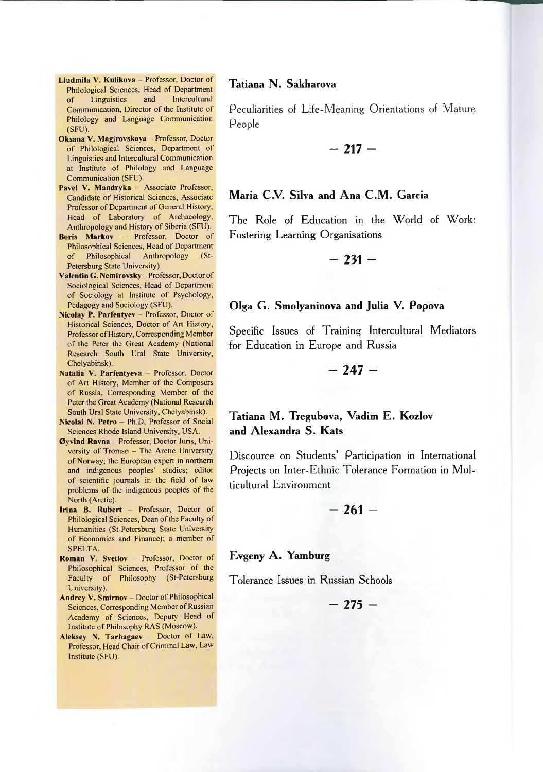**Liudmila V. Kulikova** – Professor, Doctor of Philological Sciences, Head of Department of Linguistics and Intercultural Communication, Director of the Institute of Philology and Language Communication (SFU).

**Oksana V. Magirovskaya** – Professor, Doctor of Philological Sciences, Department of Linguistics and Intercultural Communication at Institute of Philology and Language Communication (SFU).

**Pavel V. Mandryka** – Associate Professor, Candidate of Historical Sciences, Associate Professor of Department of General History, Head of Laboratory of Archaeology, Anthropology and History of Siberia (SFU).

**Boris Markov** – Professor, Doctor of Philosophical Sciences, Head of Department of Philosophical Anthropology (St-Petersburg State University).

**Valentin G. Nemirovsky** – Professor, Doctor of Sociological Sciences, Head of Department of Sociology at Institute of Psychology, Pedagogy and Sociology (SFU).

**Nicolay P. Parfentyev** – Professor, Doctor of Historical Sciences, Doctor of Art History, Professor of History, Corresponding Member of the Peter the Great Academy (National Research South Ural State University, Chelyabinsk).

**Natalia V. Parfentyeva** – Professor, Doctor of Art History, Member of the Composers of Russia, Corresponding Member of the Peter the Great Academy (National Research South Ural State University, Chelyabinsk).

**Nicolai N. Petro** – Ph.D, Professor of Social Sciences Rhode Island University, USA.

**Øyvind Ravna** – Professor, Doctor Juris, University of Tromsø – The Arctic University of Norway; the European expert in northern and indigenous peoples' studies; editor of scientific journals in the field of law problems of the indigenous peoples of the North (Arctic).

**Irina B. Rubert** – Professor, Doctor of Philological Sciences, Dean of the Faculty of Humanities (St-Petersburg State University of Economics and Finance); a member of SPELTA.

**Roman V. Svetlov** – Professor, Doctor of Philosophical Sciences, Professor of the Faculty of Philosophy (St-Petersburg University).

**Andrey V. Smirnov** – Doctor of Philosophical Sciences, Corresponding Member of Russian Academy of Sciences, Deputy Head of Institute of Philosophy RAS (Moscow).

**Aleksey N. Tarbagaev** – Doctor of Law, Professor, Head Chair of Criminal Law, Law Institute (SFU).

## Tatiana N. Sakharova

Peculiarities of Life-Meaning Orientations of Mature People

**– 217 –**

## Maria C.V. Silva and Ana C.M. Garcia

The Role of Education in the World of Work: Fostering Learning Organisations

**– 231 –**

## Olga G. Smolyaninova and Julia V. Popova

Specific Issues of Training Intercultural Mediators for Education in Europe and Russia

**– 247 –**

## Tatiana M. Tregubova, Vadim E. Kozlov and Alexandra S. Kats

Discource on Students' Participation in International Projects on Inter-Ethnic Tolerance Formation in Multicultural Environment

**– 261 –**

## Evgeny A. Yamburg

Tolerance Issues in Russian Schools

**– 275 –**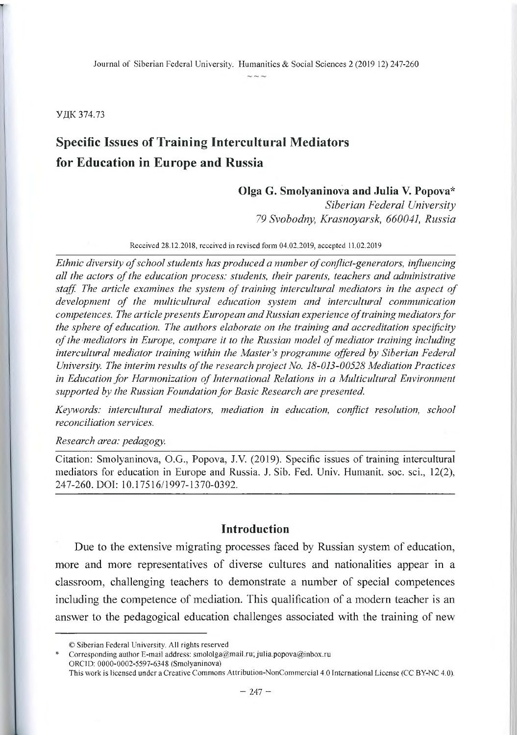УДК 374.73

# Specific Issues of Training Intercultural Mediators for Education in Europe and Russia

**Olga G. Smolyaninova and Julia V. Popova***

*Siberian Federal University*
*79 Svobodny, Krasnoyarsk, 660041, Russia*

Received 28.12.2018, received in revised form 04.02.2019, accepted 11.02.2019

*Ethnic diversity of school students has produced a number of conflict-generators, influencing all the actors of the education process: students, their parents, teachers and administrative staff. The article examines the system of training intercultural mediators in the aspect of development of the multicultural education system and intercultural communication competences. The article presents European and Russian experience of training mediators for the sphere of education. The authors elaborate on the training and accreditation specificity of the mediators in Europe, compare it to the Russian model of mediator training including intercultural mediator training within the Master's programme offered by Siberian Federal University. The interim results of the research project No. 18-013-00528 Mediation Practices in Education for Harmonization of International Relations in a Multicultural Environment supported by the Russian Foundation for Basic Research are presented.*

*Keywords: intercultural mediators, mediation in education, conflict resolution, school reconciliation services.*

*Research area: pedagogy.*

Citation: Smolyaninova, O.G., Popova, J.V. (2019). Specific issues of training intercultural mediators for education in Europe and Russia. J. Sib. Fed. Univ. Humanit. soc. sci., 12(2), 247-260. DOI: 10.17516/1997-1370-0392.

## Introduction

Due to the extensive migrating processes faced by Russian system of education, more and more representatives of diverse cultures and nationalities appear in a classroom, challenging teachers to demonstrate a number of special competences including the competence of mediation. This qualification of a modern teacher is an answer to the pedagogical education challenges associated with the training of new

---

© Siberian Federal University. All rights reserved
* Corresponding author E-mail address: smololga@mail.ru; julia.popova@inbox.ru
ORCID: 0000-0002-5597-6348 (Smolyaninova)
This work is licensed under a Creative Commons Attribution-NonCommercial 4.0 International License (CC BY-NC 4.0).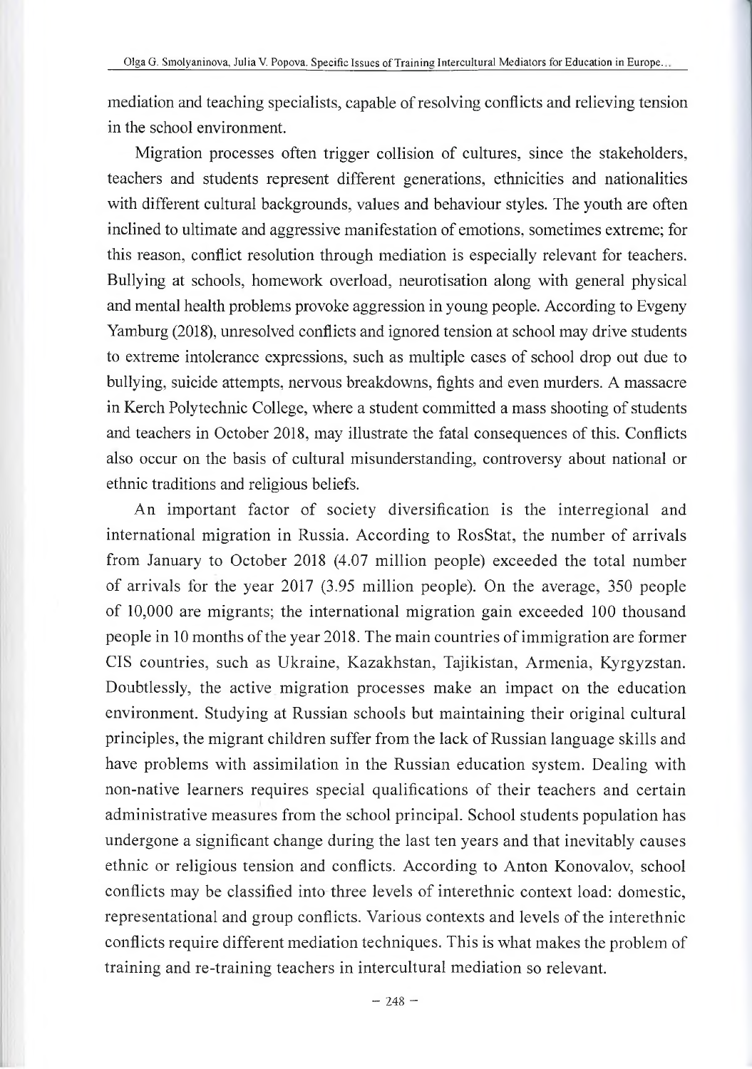mediation and teaching specialists, capable of resolving conflicts and relieving tension in the school environment.

Migration processes often trigger collision of cultures, since the stakeholders, teachers and students represent different generations, ethnicities and nationalities with different cultural backgrounds, values and behaviour styles. The youth are often inclined to ultimate and aggressive manifestation of emotions, sometimes extreme; for this reason, conflict resolution through mediation is especially relevant for teachers. Bullying at schools, homework overload, neurotisation along with general physical and mental health problems provoke aggression in young people. According to Evgeny Yamburg (2018), unresolved conflicts and ignored tension at school may drive students to extreme intolerance expressions, such as multiple cases of school drop out due to bullying, suicide attempts, nervous breakdowns, fights and even murders. A massacre in Kerch Polytechnic College, where a student committed a mass shooting of students and teachers in October 2018, may illustrate the fatal consequences of this. Conflicts also occur on the basis of cultural misunderstanding, controversy about national or ethnic traditions and religious beliefs.

An important factor of society diversification is the interregional and international migration in Russia. According to RosStat, the number of arrivals from January to October 2018 (4.07 million people) exceeded the total number of arrivals for the year 2017 (3.95 million people). On the average, 350 people of 10,000 are migrants; the international migration gain exceeded 100 thousand people in 10 months of the year 2018. The main countries of immigration are former CIS countries, such as Ukraine, Kazakhstan, Tajikistan, Armenia, Kyrgyzstan. Doubtlessly, the active migration processes make an impact on the education environment. Studying at Russian schools but maintaining their original cultural principles, the migrant children suffer from the lack of Russian language skills and have problems with assimilation in the Russian education system. Dealing with non-native learners requires special qualifications of their teachers and certain administrative measures from the school principal. School students population has undergone a significant change during the last ten years and that inevitably causes ethnic or religious tension and conflicts. According to Anton Konovalov, school conflicts may be classified into three levels of interethnic context load: domestic, representational and group conflicts. Various contexts and levels of the interethnic conflicts require different mediation techniques. This is what makes the problem of training and re-training teachers in intercultural mediation so relevant.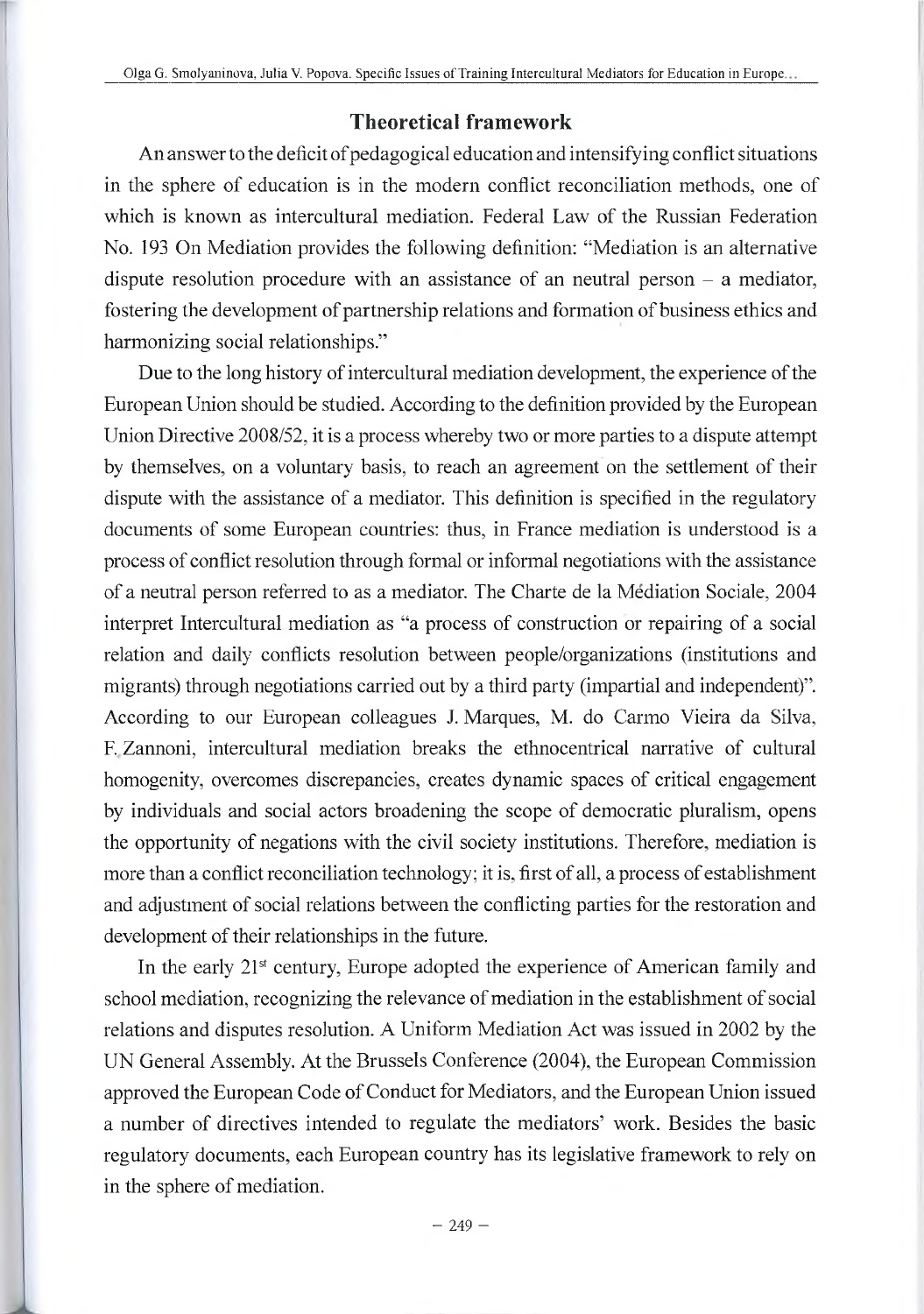## Theoretical framework

An answer to the deficit of pedagogical education and intensifying conflict situations in the sphere of education is in the modern conflict reconciliation methods, one of which is known as intercultural mediation. Federal Law of the Russian Federation No. 193 On Mediation provides the following definition: "Mediation is an alternative dispute resolution procedure with an assistance of an neutral person – a mediator, fostering the development of partnership relations and formation of business ethics and harmonizing social relationships."

Due to the long history of intercultural mediation development, the experience of the European Union should be studied. According to the definition provided by the European Union Directive 2008/52, it is a process whereby two or more parties to a dispute attempt by themselves, on a voluntary basis, to reach an agreement on the settlement of their dispute with the assistance of a mediator. This definition is specified in the regulatory documents of some European countries: thus, in France mediation is understood is a process of conflict resolution through formal or informal negotiations with the assistance of a neutral person referred to as a mediator. The Charte de la Médiation Sociale, 2004 interpret Intercultural mediation as "a process of construction or repairing of a social relation and daily conflicts resolution between people/organizations (institutions and migrants) through negotiations carried out by a third party (impartial and independent)". According to our European colleagues J. Marques, M. do Carmo Vieira da Silva, F. Zannoni, intercultural mediation breaks the ethnocentrical narrative of cultural homogenity, overcomes discrepancies, creates dynamic spaces of critical engagement by individuals and social actors broadening the scope of democratic pluralism, opens the opportunity of negations with the civil society institutions. Therefore, mediation is more than a conflict reconciliation technology; it is, first of all, a process of establishment and adjustment of social relations between the conflicting parties for the restoration and development of their relationships in the future.

In the early 21st century, Europe adopted the experience of American family and school mediation, recognizing the relevance of mediation in the establishment of social relations and disputes resolution. A Uniform Mediation Act was issued in 2002 by the UN General Assembly. At the Brussels Conference (2004), the European Commission approved the European Code of Conduct for Mediators, and the European Union issued a number of directives intended to regulate the mediators' work. Besides the basic regulatory documents, each European country has its legislative framework to rely on in the sphere of mediation.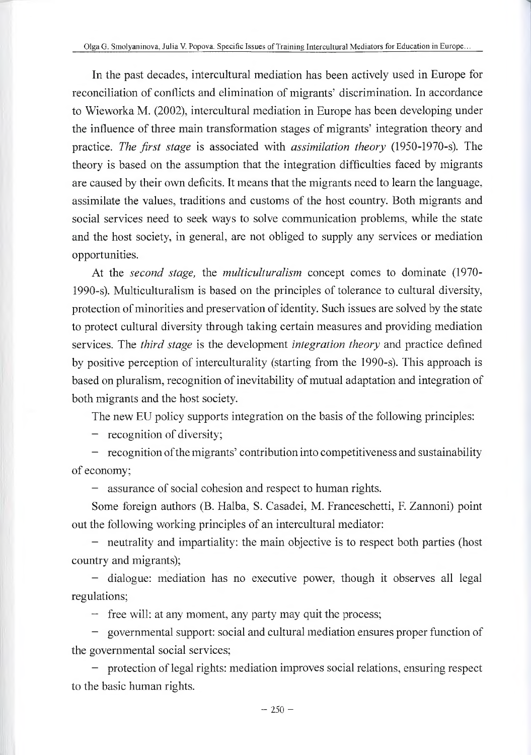In the past decades, intercultural mediation has been actively used in Europe for reconciliation of conflicts and elimination of migrants' discrimination. In accordance to Wieworka M. (2002), intercultural mediation in Europe has been developing under the influence of three main transformation stages of migrants' integration theory and practice. *The first stage* is associated with *assimilation theory* (1950-1970-s). The theory is based on the assumption that the integration difficulties faced by migrants are caused by their own deficits. It means that the migrants need to learn the language, assimilate the values, traditions and customs of the host country. Both migrants and social services need to seek ways to solve communication problems, while the state and the host society, in general, are not obliged to supply any services or mediation opportunities.

At the *second stage,* the *multiculturalism* concept comes to dominate (1970-1990-s). Multiculturalism is based on the principles of tolerance to cultural diversity, protection of minorities and preservation of identity. Such issues are solved by the state to protect cultural diversity through taking certain measures and providing mediation services. The *third stage* is the development *integration theory* and practice defined by positive perception of interculturality (starting from the 1990-s). This approach is based on pluralism, recognition of inevitability of mutual adaptation and integration of both migrants and the host society.

The new EU policy supports integration on the basis of the following principles:

- recognition of diversity;
- recognition of the migrants' contribution into competitiveness and sustainability of economy;
- assurance of social cohesion and respect to human rights.

Some foreign authors (B. Halba, S. Casadei, M. Franceschetti, F. Zannoni) point out the following working principles of an intercultural mediator:

- neutrality and impartiality: the main objective is to respect both parties (host country and migrants);
- dialogue: mediation has no executive power, though it observes all legal regulations;
- free will: at any moment, any party may quit the process;
- governmental support: social and cultural mediation ensures proper function of the governmental social services;
- protection of legal rights: mediation improves social relations, ensuring respect to the basic human rights.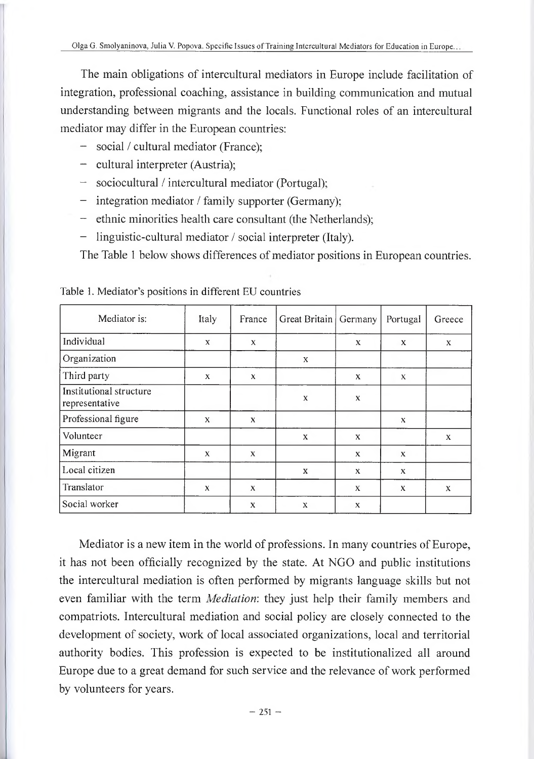The main obligations of intercultural mediators in Europe include facilitation of integration, professional coaching, assistance in building communication and mutual understanding between migrants and the locals. Functional roles of an intercultural mediator may differ in the European countries:

- social / cultural mediator (France);
- cultural interpreter (Austria);
- sociocultural / intercultural mediator (Portugal);
- integration mediator / family supporter (Germany);
- ethnic minorities health care consultant (the Netherlands);
- linguistic-cultural mediator / social interpreter (Italy).

The Table 1 below shows differences of mediator positions in European countries.

Table 1. Mediator's positions in different EU countries

| Mediator is: | Italy | France | Great Britain | Germany | Portugal | Greece |
|---|---|---|---|---|---|---|
| Individual | x | x | | x | x | x |
| Organization | | | x | | | |
| Third party | x | x | | x | x | |
| Institutional structure representative | | | x | x | | |
| Professional figure | x | x | | | x | |
| Volunteer | | | x | x | | x |
| Migrant | x | x | | x | x | |
| Local citizen | | | x | x | x | |
| Translator | x | x | | x | x | x |
| Social worker | | x | x | x | | |

Mediator is a new item in the world of professions. In many countries of Europe, it has not been officially recognized by the state. At NGO and public institutions the intercultural mediation is often performed by migrants language skills but not even familiar with the term *Mediation*: they just help their family members and compatriots. Intercultural mediation and social policy are closely connected to the development of society, work of local associated organizations, local and territorial authority bodies. This profession is expected to be institutionalized all around Europe due to a great demand for such service and the relevance of work performed by volunteers for years.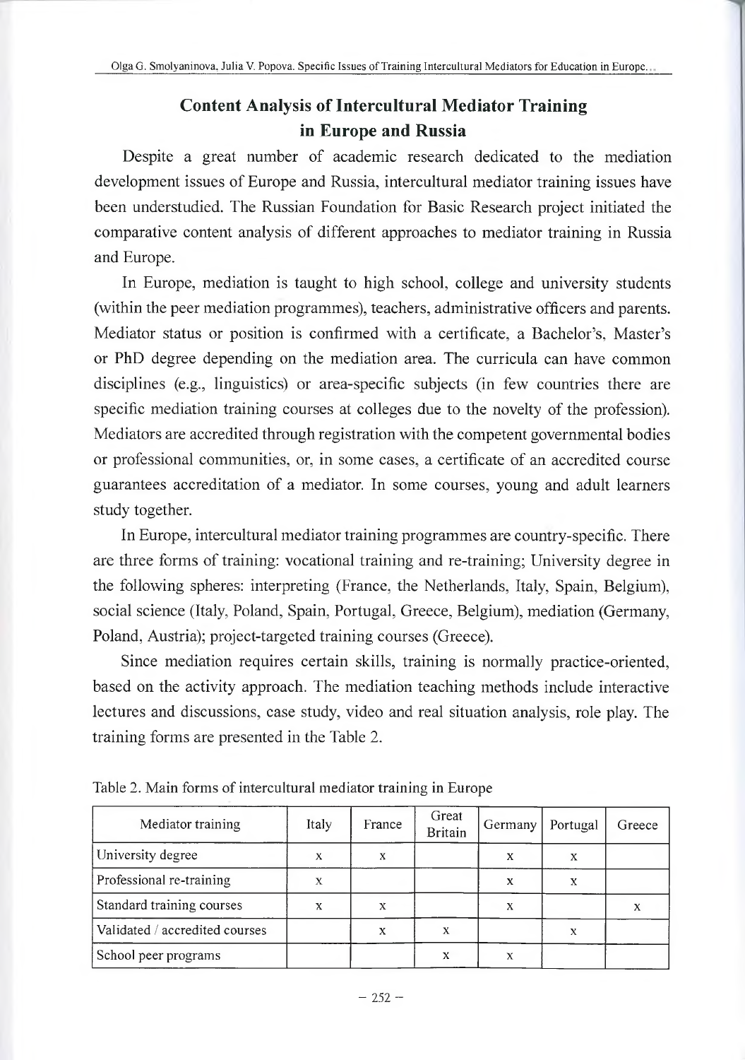## Content Analysis of Intercultural Mediator Training in Europe and Russia

Despite a great number of academic research dedicated to the mediation development issues of Europe and Russia, intercultural mediator training issues have been understudied. The Russian Foundation for Basic Research project initiated the comparative content analysis of different approaches to mediator training in Russia and Europe.

In Europe, mediation is taught to high school, college and university students (within the peer mediation programmes), teachers, administrative officers and parents. Mediator status or position is confirmed with a certificate, a Bachelor's, Master's or PhD degree depending on the mediation area. The curricula can have common disciplines (e.g., linguistics) or area-specific subjects (in few countries there are specific mediation training courses at colleges due to the novelty of the profession). Mediators are accredited through registration with the competent governmental bodies or professional communities, or, in some cases, a certificate of an accredited course guarantees accreditation of a mediator. In some courses, young and adult learners study together.

In Europe, intercultural mediator training programmes are country-specific. There are three forms of training: vocational training and re-training; University degree in the following spheres: interpreting (France, the Netherlands, Italy, Spain, Belgium), social science (Italy, Poland, Spain, Portugal, Greece, Belgium), mediation (Germany, Poland, Austria); project-targeted training courses (Greece).

Since mediation requires certain skills, training is normally practice-oriented, based on the activity approach. The mediation teaching methods include interactive lectures and discussions, case study, video and real situation analysis, role play. The training forms are presented in the Table 2.

Table 2. Main forms of intercultural mediator training in Europe

| Mediator training | Italy | France | Great Britain | Germany | Portugal | Greece |
|---|---|---|---|---|---|---|
| University degree | x | x | | x | x | |
| Professional re-training | x | | | x | x | |
| Standard training courses | x | x | | x | | x |
| Validated / accredited courses | | x | x | | x | |
| School peer programs | | | x | x | | |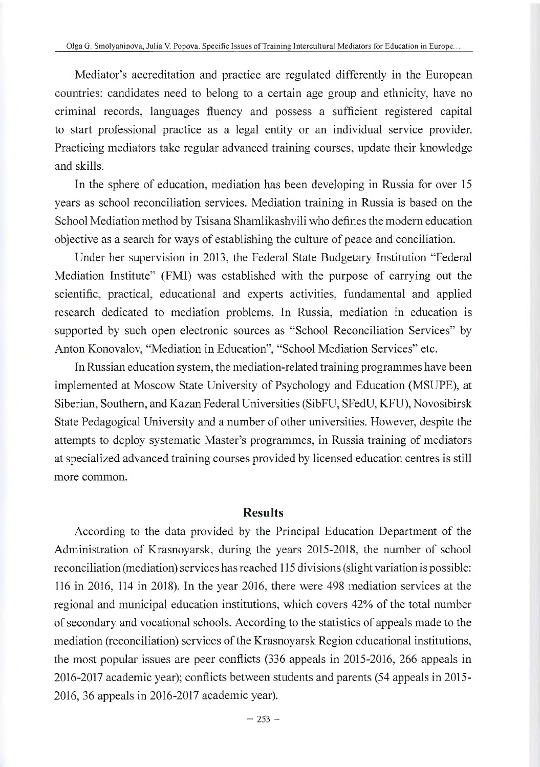Mediator's accreditation and practice are regulated differently in the European countries: candidates need to belong to a certain age group and ethnicity, have no criminal records, languages fluency and possess a sufficient registered capital to start professional practice as a legal entity or an individual service provider. Practicing mediators take regular advanced training courses, update their knowledge and skills.

In the sphere of education, mediation has been developing in Russia for over 15 years as school reconciliation services. Mediation training in Russia is based on the School Mediation method by Tsisana Shamlikashvili who defines the modern education objective as a search for ways of establishing the culture of peace and conciliation.

Under her supervision in 2013, the Federal State Budgetary Institution "Federal Mediation Institute" (FMI) was established with the purpose of carrying out the scientific, practical, educational and experts activities, fundamental and applied research dedicated to mediation problems. In Russia, mediation in education is supported by such open electronic sources as "School Reconciliation Services" by Anton Konovalov, "Mediation in Education", "School Mediation Services" etc.

In Russian education system, the mediation-related training programmes have been implemented at Moscow State University of Psychology and Education (MSUPE), at Siberian, Southern, and Kazan Federal Universities (SibFU, SFedU, KFU), Novosibirsk State Pedagogical University and a number of other universities. However, despite the attempts to deploy systematic Master's programmes, in Russia training of mediators at specialized advanced training courses provided by licensed education centres is still more common.

## Results

According to the data provided by the Principal Education Department of the Administration of Krasnoyarsk, during the years 2015-2018, the number of school reconciliation (mediation) services has reached 115 divisions (slight variation is possible: 116 in 2016, 114 in 2018). In the year 2016, there were 498 mediation services at the regional and municipal education institutions, which covers 42% of the total number of secondary and vocational schools. According to the statistics of appeals made to the mediation (reconciliation) services of the Krasnoyarsk Region educational institutions, the most popular issues are peer conflicts (336 appeals in 2015-2016, 266 appeals in 2016-2017 academic year); conflicts between students and parents (54 appeals in 2015-2016, 36 appeals in 2016-2017 academic year).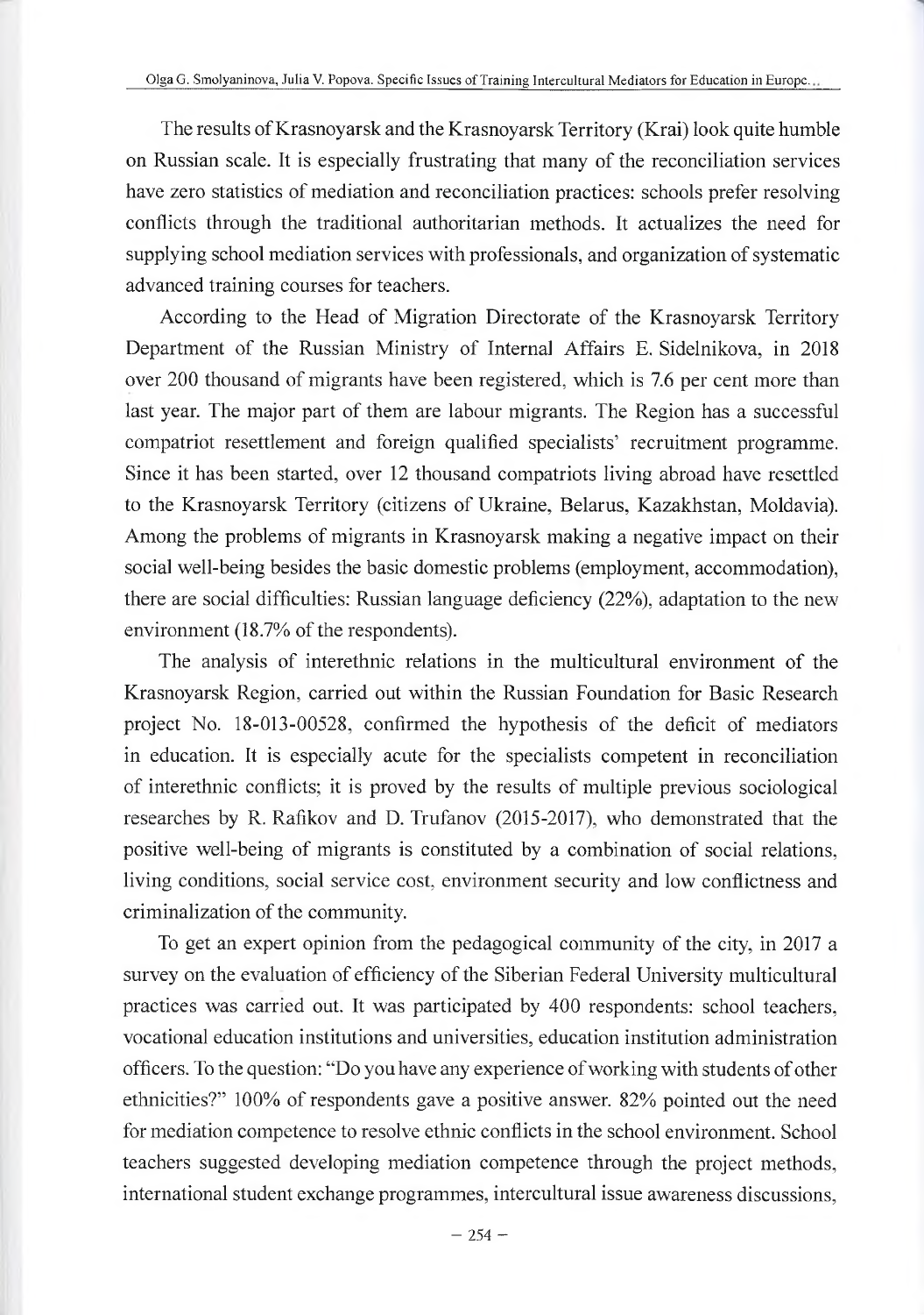The results of Krasnoyarsk and the Krasnoyarsk Territory (Krai) look quite humble on Russian scale. It is especially frustrating that many of the reconciliation services have zero statistics of mediation and reconciliation practices: schools prefer resolving conflicts through the traditional authoritarian methods. It actualizes the need for supplying school mediation services with professionals, and organization of systematic advanced training courses for teachers.

According to the Head of Migration Directorate of the Krasnoyarsk Territory Department of the Russian Ministry of Internal Affairs E. Sidelnikova, in 2018 over 200 thousand of migrants have been registered, which is 7.6 per cent more than last year. The major part of them are labour migrants. The Region has a successful compatriot resettlement and foreign qualified specialists' recruitment programme. Since it has been started, over 12 thousand compatriots living abroad have resettled to the Krasnoyarsk Territory (citizens of Ukraine, Belarus, Kazakhstan, Moldavia). Among the problems of migrants in Krasnoyarsk making a negative impact on their social well-being besides the basic domestic problems (employment, accommodation), there are social difficulties: Russian language deficiency (22%), adaptation to the new environment (18.7% of the respondents).

The analysis of interethnic relations in the multicultural environment of the Krasnoyarsk Region, carried out within the Russian Foundation for Basic Research project No. 18-013-00528, confirmed the hypothesis of the deficit of mediators in education. It is especially acute for the specialists competent in reconciliation of interethnic conflicts; it is proved by the results of multiple previous sociological researches by R. Rafikov and D. Trufanov (2015-2017), who demonstrated that the positive well-being of migrants is constituted by a combination of social relations, living conditions, social service cost, environment security and low conflictness and criminalization of the community.

To get an expert opinion from the pedagogical community of the city, in 2017 a survey on the evaluation of efficiency of the Siberian Federal University multicultural practices was carried out. It was participated by 400 respondents: school teachers, vocational education institutions and universities, education institution administration officers. To the question: "Do you have any experience of working with students of other ethnicities?" 100% of respondents gave a positive answer. 82% pointed out the need for mediation competence to resolve ethnic conflicts in the school environment. School teachers suggested developing mediation competence through the project methods, international student exchange programmes, intercultural issue awareness discussions,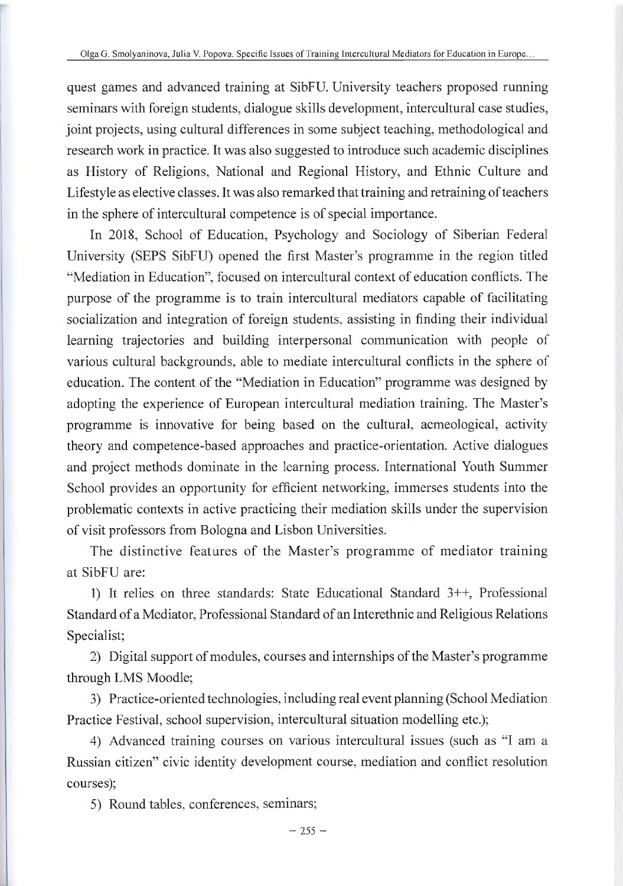quest games and advanced training at SibFU. University teachers proposed running seminars with foreign students, dialogue skills development, intercultural case studies, joint projects, using cultural differences in some subject teaching, methodological and research work in practice. It was also suggested to introduce such academic disciplines as History of Religions, National and Regional History, and Ethnic Culture and Lifestyle as elective classes. It was also remarked that training and retraining of teachers in the sphere of intercultural competence is of special importance.

In 2018, School of Education, Psychology and Sociology of Siberian Federal University (SEPS SibFU) opened the first Master's programme in the region titled "Mediation in Education", focused on intercultural context of education conflicts. The purpose of the programme is to train intercultural mediators capable of facilitating socialization and integration of foreign students, assisting in finding their individual learning trajectories and building interpersonal communication with people of various cultural backgrounds, able to mediate intercultural conflicts in the sphere of education. The content of the "Mediation in Education" programme was designed by adopting the experience of European intercultural mediation training. The Master's programme is innovative for being based on the cultural, acmeological, activity theory and competence-based approaches and practice-orientation. Active dialogues and project methods dominate in the learning process. International Youth Summer School provides an opportunity for efficient networking, immerses students into the problematic contexts in active practicing their mediation skills under the supervision of visit professors from Bologna and Lisbon Universities.

The distinctive features of the Master's programme of mediator training at SibFU are:

1) It relies on three standards: State Educational Standard 3++, Professional Standard of a Mediator, Professional Standard of an Interethnic and Religious Relations Specialist;

2) Digital support of modules, courses and internships of the Master's programme through LMS Moodle;

3) Practice-oriented technologies, including real event planning (School Mediation Practice Festival, school supervision, intercultural situation modelling etc.);

4) Advanced training courses on various intercultural issues (such as "I am a Russian citizen" civic identity development course, mediation and conflict resolution courses);

5) Round tables, conferences, seminars;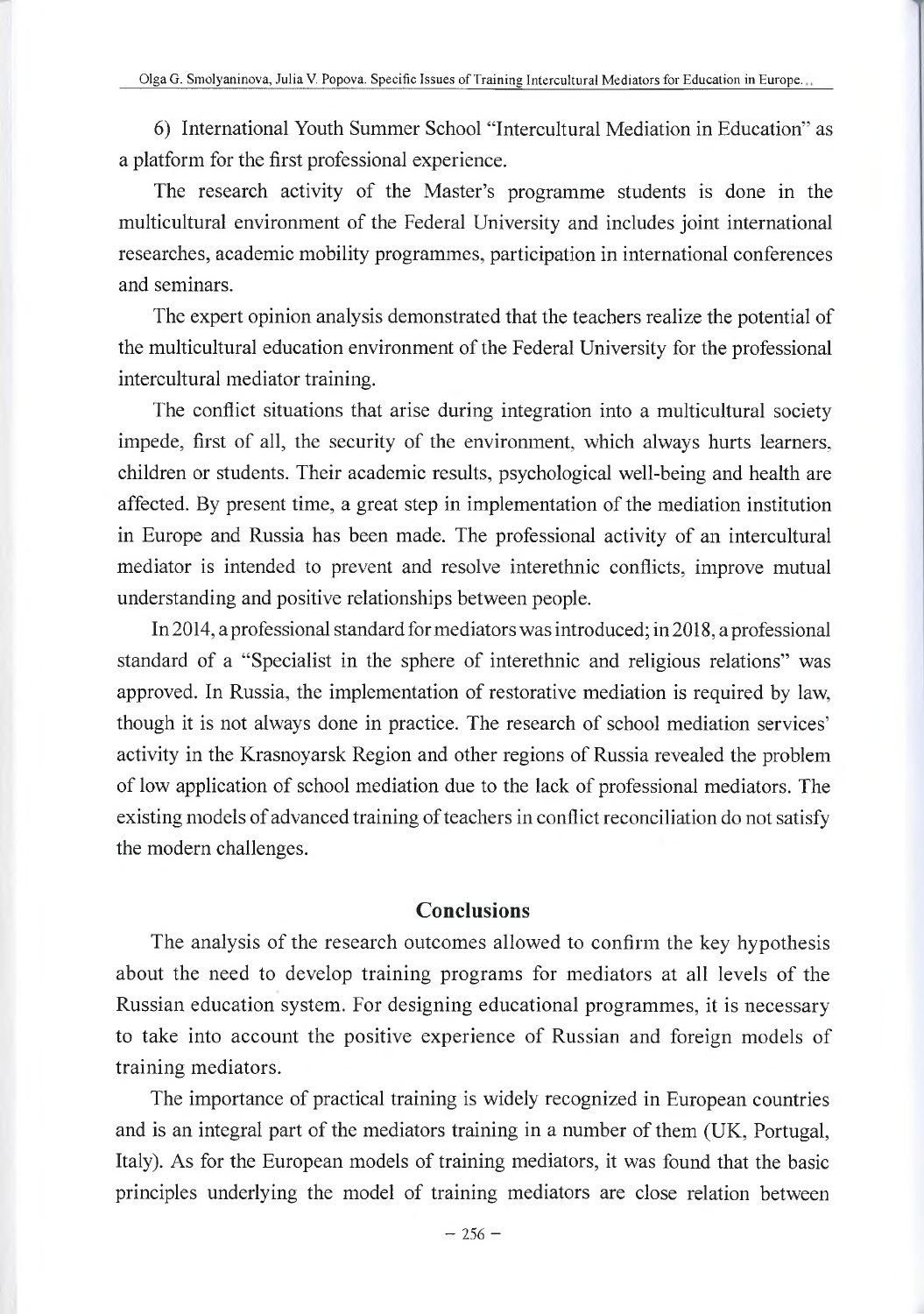6) International Youth Summer School "Intercultural Mediation in Education" as a platform for the first professional experience.

The research activity of the Master's programme students is done in the multicultural environment of the Federal University and includes joint international researches, academic mobility programmes, participation in international conferences and seminars.

The expert opinion analysis demonstrated that the teachers realize the potential of the multicultural education environment of the Federal University for the professional intercultural mediator training.

The conflict situations that arise during integration into a multicultural society impede, first of all, the security of the environment, which always hurts learners, children or students. Their academic results, psychological well-being and health are affected. By present time, a great step in implementation of the mediation institution in Europe and Russia has been made. The professional activity of an intercultural mediator is intended to prevent and resolve interethnic conflicts, improve mutual understanding and positive relationships between people.

In 2014, a professional standard for mediators was introduced; in 2018, a professional standard of a "Specialist in the sphere of interethnic and religious relations" was approved. In Russia, the implementation of restorative mediation is required by law, though it is not always done in practice. The research of school mediation services' activity in the Krasnoyarsk Region and other regions of Russia revealed the problem of low application of school mediation due to the lack of professional mediators. The existing models of advanced training of teachers in conflict reconciliation do not satisfy the modern challenges.

## Conclusions

The analysis of the research outcomes allowed to confirm the key hypothesis about the need to develop training programs for mediators at all levels of the Russian education system. For designing educational programmes, it is necessary to take into account the positive experience of Russian and foreign models of training mediators.

The importance of practical training is widely recognized in European countries and is an integral part of the mediators training in a number of them (UK, Portugal, Italy). As for the European models of training mediators, it was found that the basic principles underlying the model of training mediators are close relation between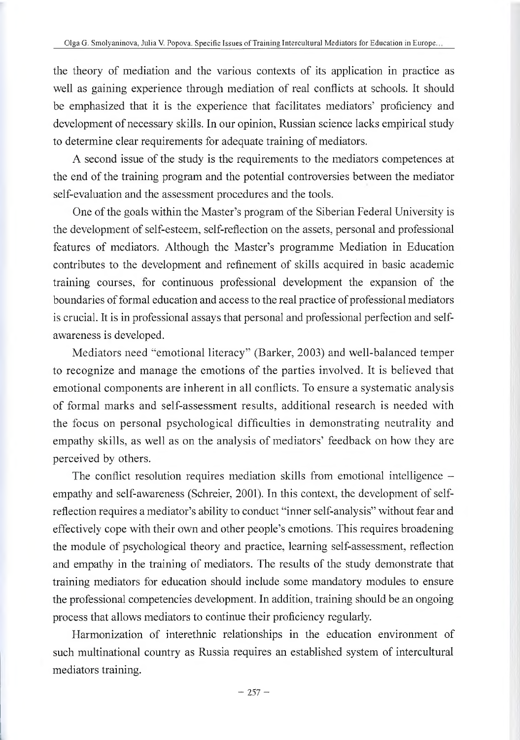the theory of mediation and the various contexts of its application in practice as well as gaining experience through mediation of real conflicts at schools. It should be emphasized that it is the experience that facilitates mediators' proficiency and development of necessary skills. In our opinion, Russian science lacks empirical study to determine clear requirements for adequate training of mediators.

A second issue of the study is the requirements to the mediators competences at the end of the training program and the potential controversies between the mediator self-evaluation and the assessment procedures and the tools.

One of the goals within the Master's program of the Siberian Federal University is the development of self-esteem, self-reflection on the assets, personal and professional features of mediators. Although the Master's programme Mediation in Education contributes to the development and refinement of skills acquired in basic academic training courses, for continuous professional development the expansion of the boundaries of formal education and access to the real practice of professional mediators is crucial. It is in professional assays that personal and professional perfection and self-awareness is developed.

Mediators need "emotional literacy" (Barker, 2003) and well-balanced temper to recognize and manage the emotions of the parties involved. It is believed that emotional components are inherent in all conflicts. To ensure a systematic analysis of formal marks and self-assessment results, additional research is needed with the focus on personal psychological difficulties in demonstrating neutrality and empathy skills, as well as on the analysis of mediators' feedback on how they are perceived by others.

The conflict resolution requires mediation skills from emotional intelligence – empathy and self-awareness (Schreier, 2001). In this context, the development of self-reflection requires a mediator's ability to conduct "inner self-analysis" without fear and effectively cope with their own and other people's emotions. This requires broadening the module of psychological theory and practice, learning self-assessment, reflection and empathy in the training of mediators. The results of the study demonstrate that training mediators for education should include some mandatory modules to ensure the professional competencies development. In addition, training should be an ongoing process that allows mediators to continue their proficiency regularly.

Harmonization of interethnic relationships in the education environment of such multinational country as Russia requires an established system of intercultural mediators training.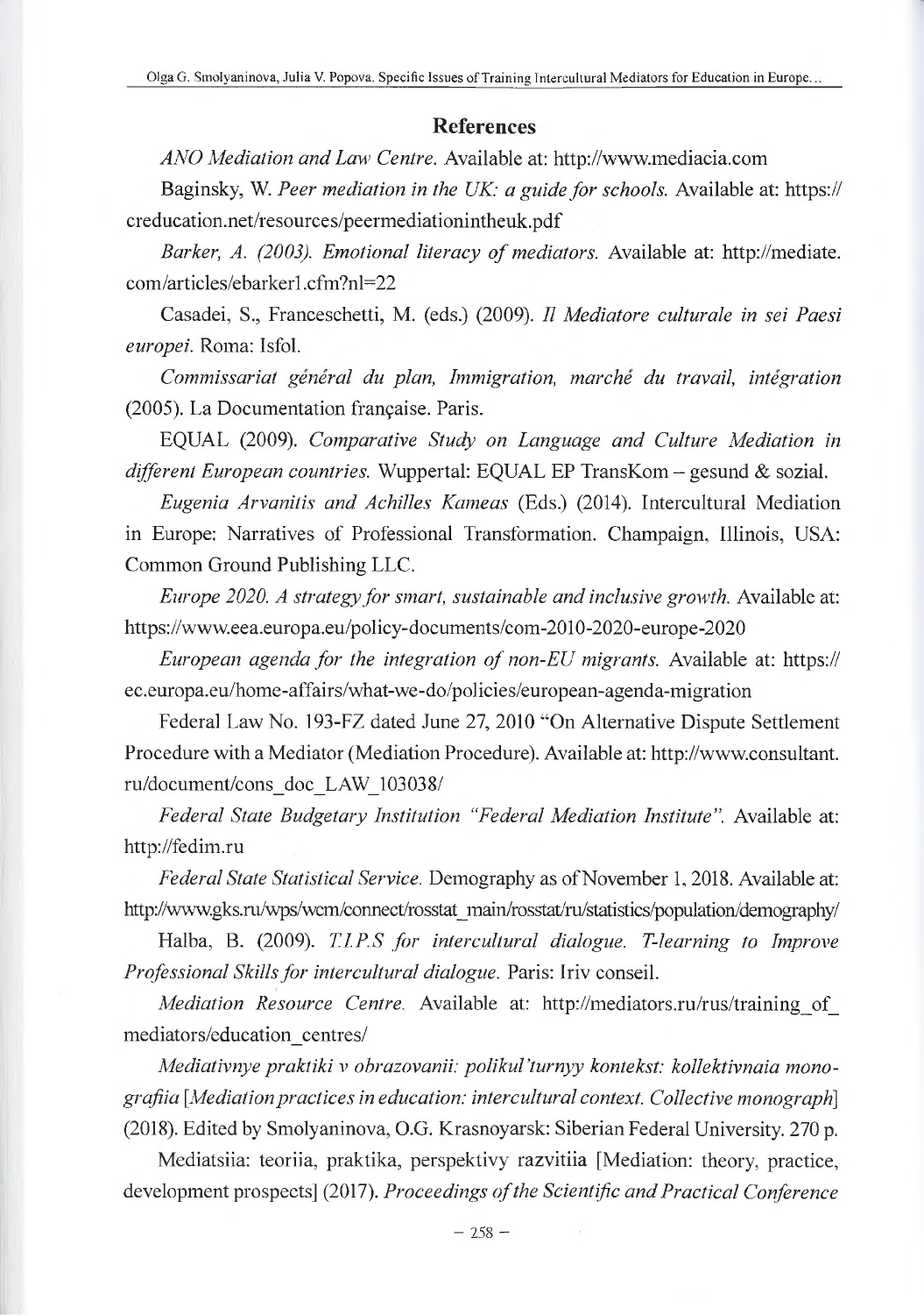## References

*ANO Mediation and Law Centre.* Available at: http://www.mediacia.com

Baginsky, W. *Peer mediation in the UK: a guide for schools.* Available at: https://creducation.net/resources/peermediationintheuk.pdf

*Barker, A. (2003). Emotional literacy of mediators.* Available at: http://mediate.com/articles/ebarker1.cfm?nl=22

Casadei, S., Franceschetti, M. (eds.) (2009). *Il Mediatore culturale in sei Paesi europei.* Roma: Isfol.

*Commissariat général du plan, Immigration, marché du travail, intégration* (2005). La Documentation française. Paris.

EQUAL (2009). *Comparative Study on Language and Culture Mediation in different European countries.* Wuppertal: EQUAL EP TransKom – gesund & sozial.

*Eugenia Arvanitis and Achilles Kameas* (Eds.) (2014). Intercultural Mediation in Europe: Narratives of Professional Transformation. Champaign, Illinois, USA: Common Ground Publishing LLC.

*Europe 2020. A strategy for smart, sustainable and inclusive growth.* Available at: https://www.eea.europa.eu/policy-documents/com-2010-2020-europe-2020

*European agenda for the integration of non-EU migrants.* Available at: https://ec.europa.eu/home-affairs/what-we-do/policies/european-agenda-migration

Federal Law No. 193-FZ dated June 27, 2010 "On Alternative Dispute Settlement Procedure with a Mediator (Mediation Procedure). Available at: http://www.consultant.ru/document/cons_doc_LAW_103038/

*Federal State Budgetary Institution "Federal Mediation Institute".* Available at: http://fedim.ru

*Federal State Statistical Service.* Demography as of November 1, 2018. Available at: http://www.gks.ru/wps/wcm/connect/rosstat_main/rosstat/ru/statistics/population/demography/

Halba, B. (2009). *T.I.P.S for intercultural dialogue. T-learning to Improve Professional Skills for intercultural dialogue.* Paris: Iriv conseil.

*Mediation Resource Centre.* Available at: http://mediators.ru/rus/training_of_mediators/education_centres/

*Mediativnye praktiki v obrazovanii: polikul'turnyy kontekst: kollektivnaia monografiia [Mediation practices in education: intercultural context. Collective monograph]* (2018). Edited by Smolyaninova, O.G. Krasnoyarsk: Siberian Federal University. 270 p.

Mediatsiia: teoriia, praktika, perspektivy razvitiia [Mediation: theory, practice, development prospects] (2017). *Proceedings of the Scientific and Practical Conference*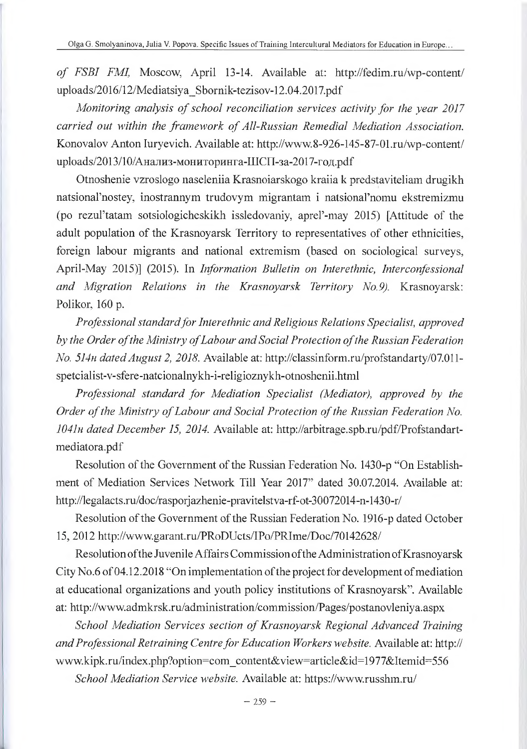*of FSBI FMI,* Moscow, April 13-14. Available at: http://fedim.ru/wp-content/uploads/2016/12/Mediatsiya_Sbornik-tezisov-12.04.2017.pdf

*Monitoring analysis of school reconciliation services activity for the year 2017 carried out within the framework of All-Russian Remedial Mediation Association.* Konovalov Anton Iuryevich. Available at: http://www.8-926-145-87-01.ru/wp-content/uploads/2013/10/Анализ-мониторинга-ШСП-за-2017-год.pdf

Otnoshenie vzroslogo naseleniia Krasnoiarskogo kraiia k predstaviteliam drugikh natsional'nostey, inostrannym trudovym migrantam i natsional'nomu ekstremizmu (po rezul'tatam sotsiologicheskikh issledovaniy, aprel'-may 2015) [Attitude of the adult population of the Krasnoyarsk Territory to representatives of other ethnicities, foreign labour migrants and national extremism (based on sociological surveys, April-May 2015)] (2015). In *Information Bulletin on Interethnic, Interconfessional and Migration Relations in the Krasnoyarsk Territory No.9).* Krasnoyarsk: Polikor, 160 p.

*Professional standard for Interethnic and Religious Relations Specialist, approved by the Order of the Ministry of Labour and Social Protection of the Russian Federation No. 514н dated August 2, 2018.* Available at: http://classinform.ru/profstandarty/07.011-spetcialist-v-sfere-natcionalnykh-i-religioznykh-otnoshenii.html

*Professional standard for Mediation Specialist (Mediator), approved by the Order of the Ministry of Labour and Social Protection of the Russian Federation No. 1041н dated December 15, 2014.* Available at: http://arbitrage.spb.ru/pdf/Profstandart-mediatora.pdf

Resolution of the Government of the Russian Federation No. 1430-р "On Establishment of Mediation Services Network Till Year 2017" dated 30.07.2014. Available at: http://legalacts.ru/doc/rasporjazhenie-pravitelstva-rf-ot-30072014-n-1430-r/

Resolution of the Government of the Russian Federation No. 1916-р dated October 15, 2012 http://www.garant.ru/PRoDUcts/IPo/PRIme/Doc/70142628/

Resolution of the Juvenile Affairs Commission of the Administration of Krasnoyarsk City No.6 of 04.12.2018 "On implementation of the project for development of mediation at educational organizations and youth policy institutions of Krasnoyarsk". Available at: http://www.admkrsk.ru/administration/commission/Pages/postanovleniya.aspx

*School Mediation Services section of Krasnoyarsk Regional Advanced Training and Professional Retraining Centre for Education Workers website.* Available at: http://www.kipk.ru/index.php?option=com_content&view=article&id=1977&Itemid=556

*School Mediation Service website.* Available at: https://www.russhm.ru/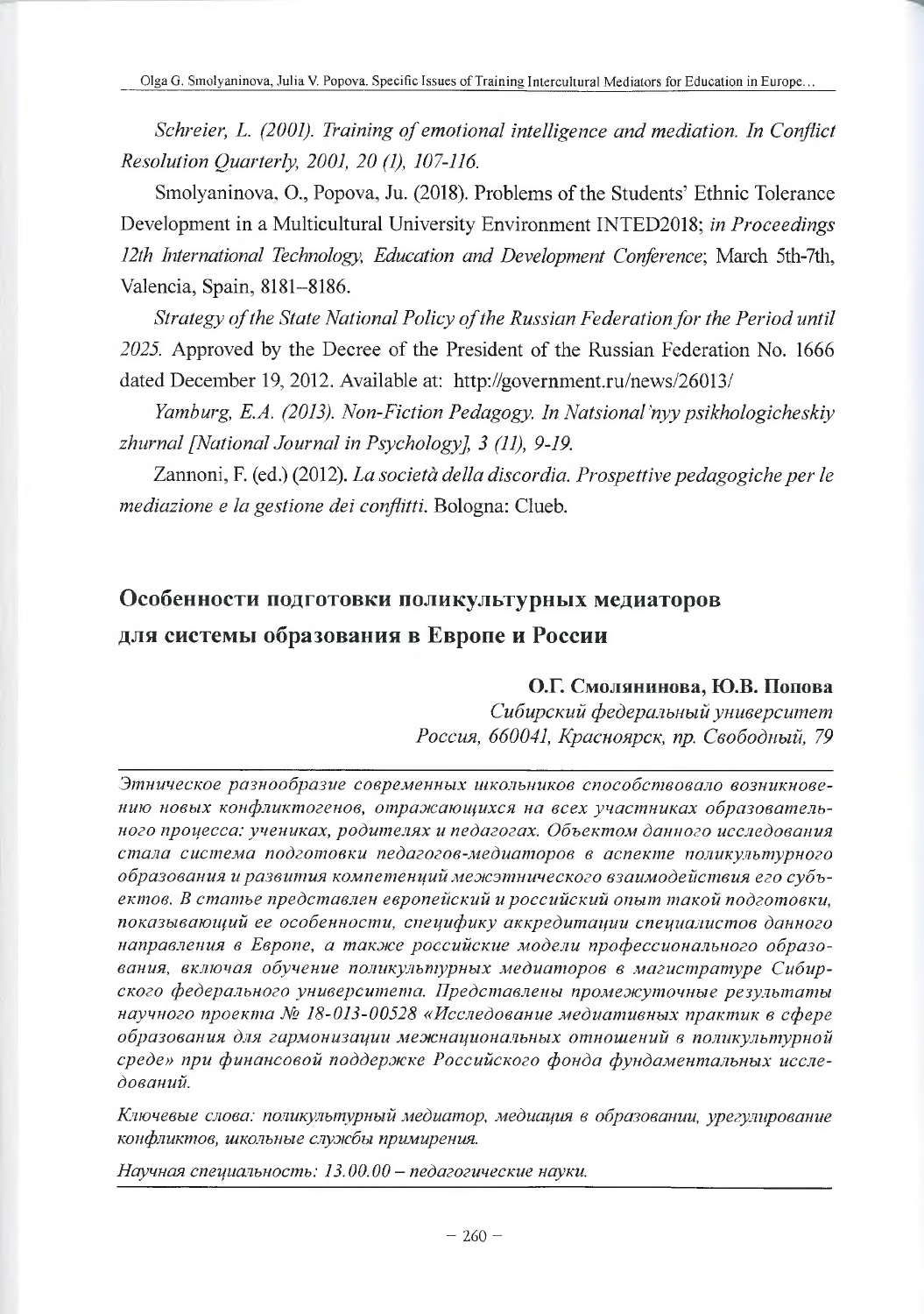*Schreier, L. (2001). Training of emotional intelligence and mediation. In Conflict Resolution Quarterly, 2001, 20 (1), 107-116.*

Smolyaninova, O., Popova, Ju. (2018). Problems of the Students' Ethnic Tolerance Development in a Multicultural University Environment INTED2018; *in Proceedings 12th International Technology, Education and Development Conference*; March 5th-7th, Valencia, Spain, 8181–8186.

*Strategy of the State National Policy of the Russian Federation for the Period until 2025.* Approved by the Decree of the President of the Russian Federation No. 1666 dated December 19, 2012. Available at: http://government.ru/news/26013/

*Yamburg, E.A. (2013). Non-Fiction Pedagogy. In Natsional'nyy psikhologicheskiy zhurnal [National Journal in Psychology], 3 (11), 9-19.*

Zannoni, F. (ed.) (2012). *La società della discordia. Prospettive pedagogiche per le mediazione e la gestione dei conflitti.* Bologna: Clueb.

## Особенности подготовки поликультурных медиаторов для системы образования в Европе и России

**О.Г. Смолянинова, Ю.В. Попова**

*Сибирский федеральный университет*
*Россия, 660041, Красноярск, пр. Свободный, 79*

*Этническое разнообразие современных школьников способствовало возникновению новых конфликтогенов, отражающихся на всех участниках образовательного процесса: учениках, родителях и педагогах. Объектом данного исследования стала система подготовки педагогов-медиаторов в аспекте поликультурного образования и развития компетенций межэтнического взаимодействия его субъектов. В статье представлен европейский и российский опыт такой подготовки, показывающий ее особенности, специфику аккредитации специалистов данного направления в Европе, а также российские модели профессионального образования, включая обучение поликультурных медиаторов в магистратуре Сибирского федерального университета. Представлены промежуточные результаты научного проекта № 18-013-00528 «Исследование медиативных практик в сфере образования для гармонизации межнациональных отношений в поликультурной среде» при финансовой поддержке Российского фонда фундаментальных исследований.*

*Ключевые слова: поликультурный медиатор, медиация в образовании, урегулирование конфликтов, школьные службы примирения.*

*Научная специальность: 13.00.00 – педагогические науки.*